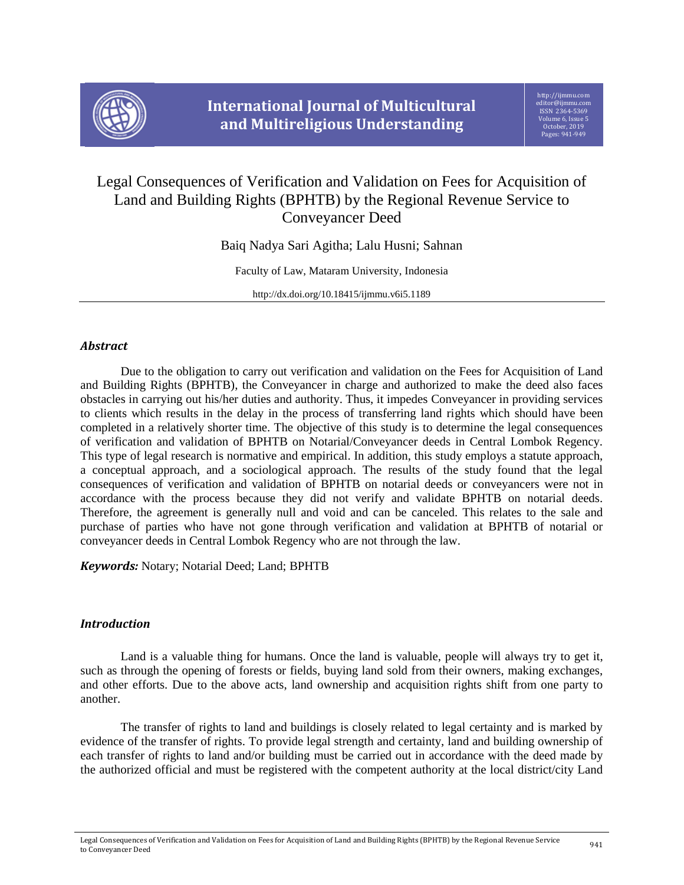# Legal Consequences of Verification and Validation on Fees for Acquisition of Land and Building Rights (BPHTB) by the Regional Revenue Service to Conveyancer Deed

Baiq Nadya Sari Agitha; Lalu Husni; Sahnan

Faculty of Law, Mataram University, Indonesia

http://dx.doi.org/10.18415/ijmmu.v6i5.1189

## *Abstract*

Due to the obligation to carry out verification and validation on the Fees for Acquisition of Land and Building Rights (BPHTB), the Conveyancer in charge and authorized to make the deed also faces obstacles in carrying out his/her duties and authority. Thus, it impedes Conveyancer in providing services to clients which results in the delay in the process of transferring land rights which should have been completed in a relatively shorter time. The objective of this study is to determine the legal consequences of verification and validation of BPHTB on Notarial/Conveyancer deeds in Central Lombok Regency. This type of legal research is normative and empirical. In addition, this study employs a statute approach, a conceptual approach, and a sociological approach. The results of the study found that the legal consequences of verification and validation of BPHTB on notarial deeds or conveyancers were not in accordance with the process because they did not verify and validate BPHTB on notarial deeds. Therefore, the agreement is generally null and void and can be canceled. This relates to the sale and purchase of parties who have not gone through verification and validation at BPHTB of notarial or conveyancer deeds in Central Lombok Regency who are not through the law.

***Keywords:*** Notary; Notarial Deed; Land; BPHTB

## *Introduction*

Land is a valuable thing for humans. Once the land is valuable, people will always try to get it, such as through the opening of forests or fields, buying land sold from their owners, making exchanges, and other efforts. Due to the above acts, land ownership and acquisition rights shift from one party to another.

The transfer of rights to land and buildings is closely related to legal certainty and is marked by evidence of the transfer of rights. To provide legal strength and certainty, land and building ownership of each transfer of rights to land and/or building must be carried out in accordance with the deed made by the authorized official and must be registered with the competent authority at the local district/city Land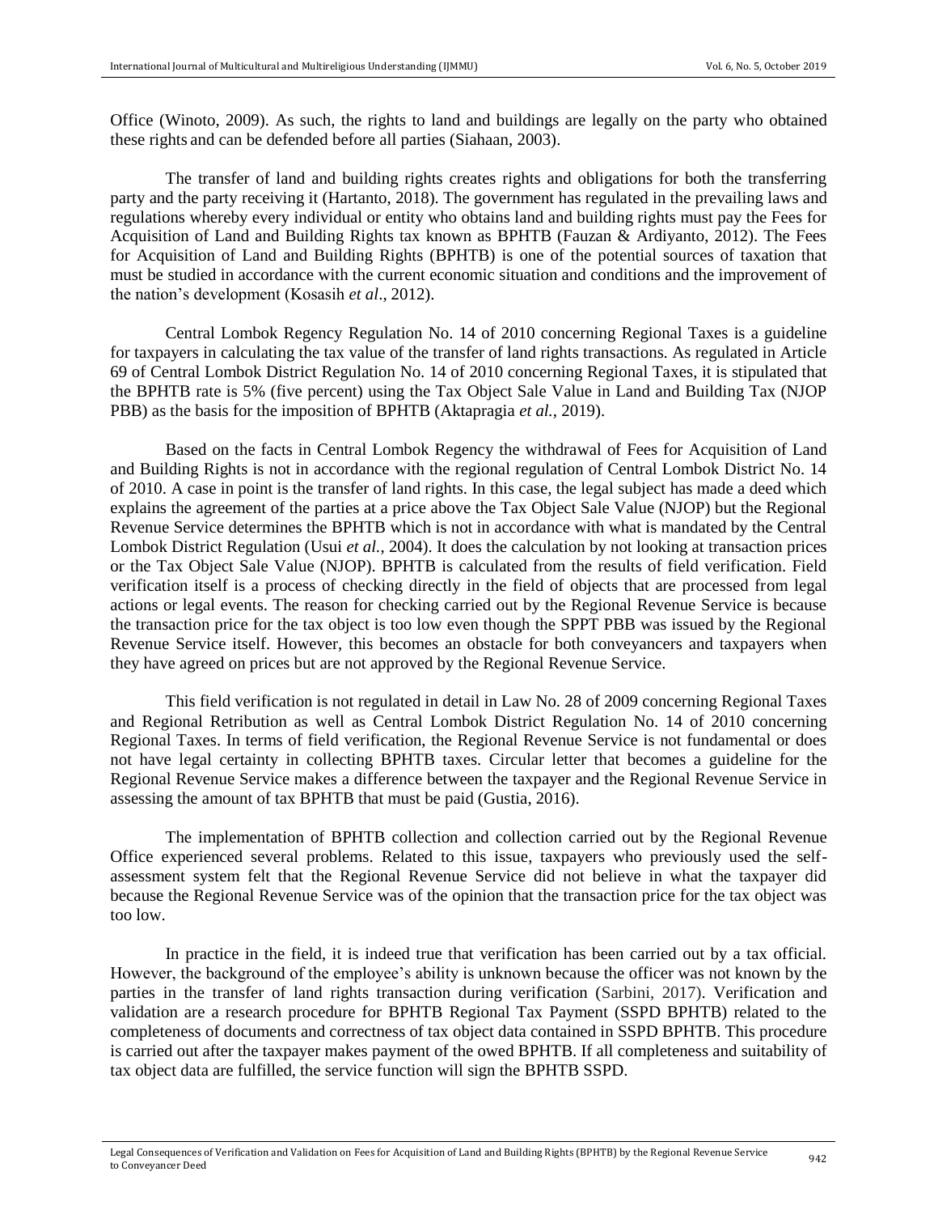Office (Winoto, 2009). As such, the rights to land and buildings are legally on the party who obtained these rights and can be defended before all parties (Siahaan, 2003).

The transfer of land and building rights creates rights and obligations for both the transferring party and the party receiving it (Hartanto, 2018). The government has regulated in the prevailing laws and regulations whereby every individual or entity who obtains land and building rights must pay the Fees for Acquisition of Land and Building Rights tax known as BPHTB (Fauzan & Ardiyanto, 2012). The Fees for Acquisition of Land and Building Rights (BPHTB) is one of the potential sources of taxation that must be studied in accordance with the current economic situation and conditions and the improvement of the nation's development (Kosasih *et al*., 2012).

Central Lombok Regency Regulation No. 14 of 2010 concerning Regional Taxes is a guideline for taxpayers in calculating the tax value of the transfer of land rights transactions. As regulated in Article 69 of Central Lombok District Regulation No. 14 of 2010 concerning Regional Taxes, it is stipulated that the BPHTB rate is 5% (five percent) using the Tax Object Sale Value in Land and Building Tax (NJOP PBB) as the basis for the imposition of BPHTB (Aktapragia *et al.*, 2019).

Based on the facts in Central Lombok Regency the withdrawal of Fees for Acquisition of Land and Building Rights is not in accordance with the regional regulation of Central Lombok District No. 14 of 2010. A case in point is the transfer of land rights. In this case, the legal subject has made a deed which explains the agreement of the parties at a price above the Tax Object Sale Value (NJOP) but the Regional Revenue Service determines the BPHTB which is not in accordance with what is mandated by the Central Lombok District Regulation (Usui *et al.*, 2004). It does the calculation by not looking at transaction prices or the Tax Object Sale Value (NJOP). BPHTB is calculated from the results of field verification. Field verification itself is a process of checking directly in the field of objects that are processed from legal actions or legal events. The reason for checking carried out by the Regional Revenue Service is because the transaction price for the tax object is too low even though the SPPT PBB was issued by the Regional Revenue Service itself. However, this becomes an obstacle for both conveyancers and taxpayers when they have agreed on prices but are not approved by the Regional Revenue Service.

This field verification is not regulated in detail in Law No. 28 of 2009 concerning Regional Taxes and Regional Retribution as well as Central Lombok District Regulation No. 14 of 2010 concerning Regional Taxes. In terms of field verification, the Regional Revenue Service is not fundamental or does not have legal certainty in collecting BPHTB taxes. Circular letter that becomes a guideline for the Regional Revenue Service makes a difference between the taxpayer and the Regional Revenue Service in assessing the amount of tax BPHTB that must be paid (Gustia, 2016).

The implementation of BPHTB collection and collection carried out by the Regional Revenue Office experienced several problems. Related to this issue, taxpayers who previously used the self-assessment system felt that the Regional Revenue Service did not believe in what the taxpayer did because the Regional Revenue Service was of the opinion that the transaction price for the tax object was too low.

In practice in the field, it is indeed true that verification has been carried out by a tax official. However, the background of the employee's ability is unknown because the officer was not known by the parties in the transfer of land rights transaction during verification (Sarbini, 2017). Verification and validation are a research procedure for BPHTB Regional Tax Payment (SSPD BPHTB) related to the completeness of documents and correctness of tax object data contained in SSPD BPHTB. This procedure is carried out after the taxpayer makes payment of the owed BPHTB. If all completeness and suitability of tax object data are fulfilled, the service function will sign the BPHTB SSPD.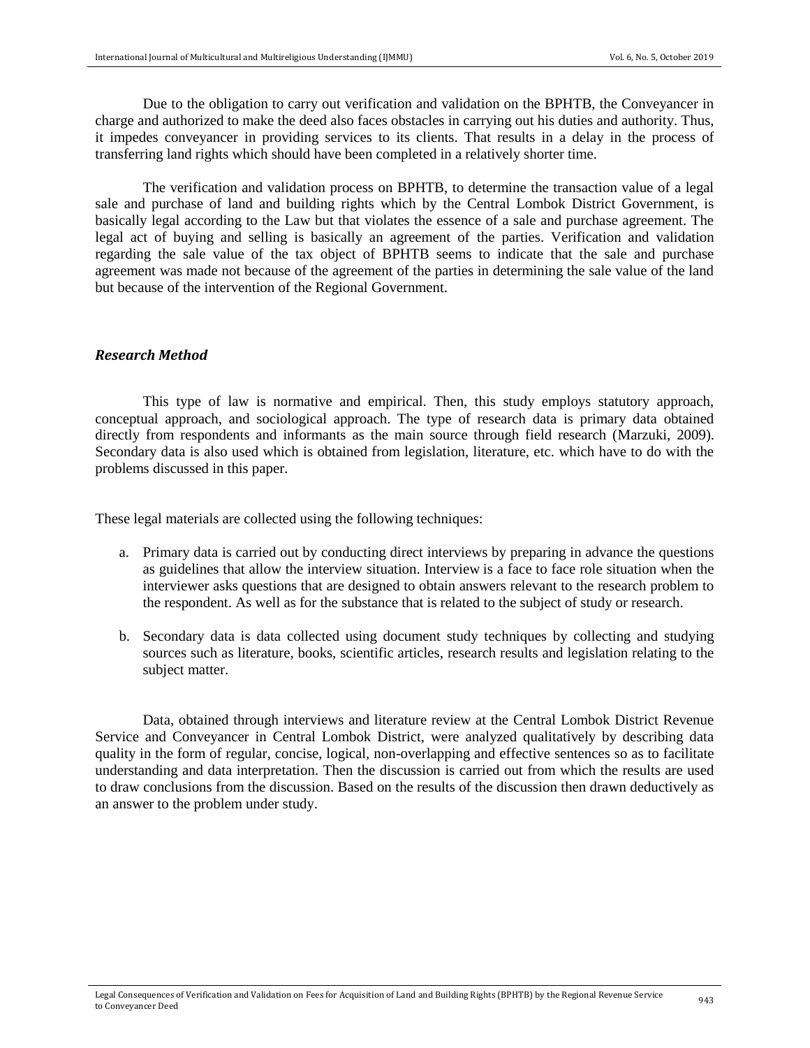Due to the obligation to carry out verification and validation on the BPHTB, the Conveyancer in charge and authorized to make the deed also faces obstacles in carrying out his duties and authority. Thus, it impedes conveyancer in providing services to its clients. That results in a delay in the process of transferring land rights which should have been completed in a relatively shorter time.

The verification and validation process on BPHTB, to determine the transaction value of a legal sale and purchase of land and building rights which by the Central Lombok District Government, is basically legal according to the Law but that violates the essence of a sale and purchase agreement. The legal act of buying and selling is basically an agreement of the parties. Verification and validation regarding the sale value of the tax object of BPHTB seems to indicate that the sale and purchase agreement was made not because of the agreement of the parties in determining the sale value of the land but because of the intervention of the Regional Government.

## *Research Method*

This type of law is normative and empirical. Then, this study employs statutory approach, conceptual approach, and sociological approach. The type of research data is primary data obtained directly from respondents and informants as the main source through field research (Marzuki, 2009). Secondary data is also used which is obtained from legislation, literature, etc. which have to do with the problems discussed in this paper.

These legal materials are collected using the following techniques:

a. Primary data is carried out by conducting direct interviews by preparing in advance the questions as guidelines that allow the interview situation. Interview is a face to face role situation when the interviewer asks questions that are designed to obtain answers relevant to the research problem to the respondent. As well as for the substance that is related to the subject of study or research.

b. Secondary data is data collected using document study techniques by collecting and studying sources such as literature, books, scientific articles, research results and legislation relating to the subject matter.

Data, obtained through interviews and literature review at the Central Lombok District Revenue Service and Conveyancer in Central Lombok District, were analyzed qualitatively by describing data quality in the form of regular, concise, logical, non-overlapping and effective sentences so as to facilitate understanding and data interpretation. Then the discussion is carried out from which the results are used to draw conclusions from the discussion. Based on the results of the discussion then drawn deductively as an answer to the problem under study.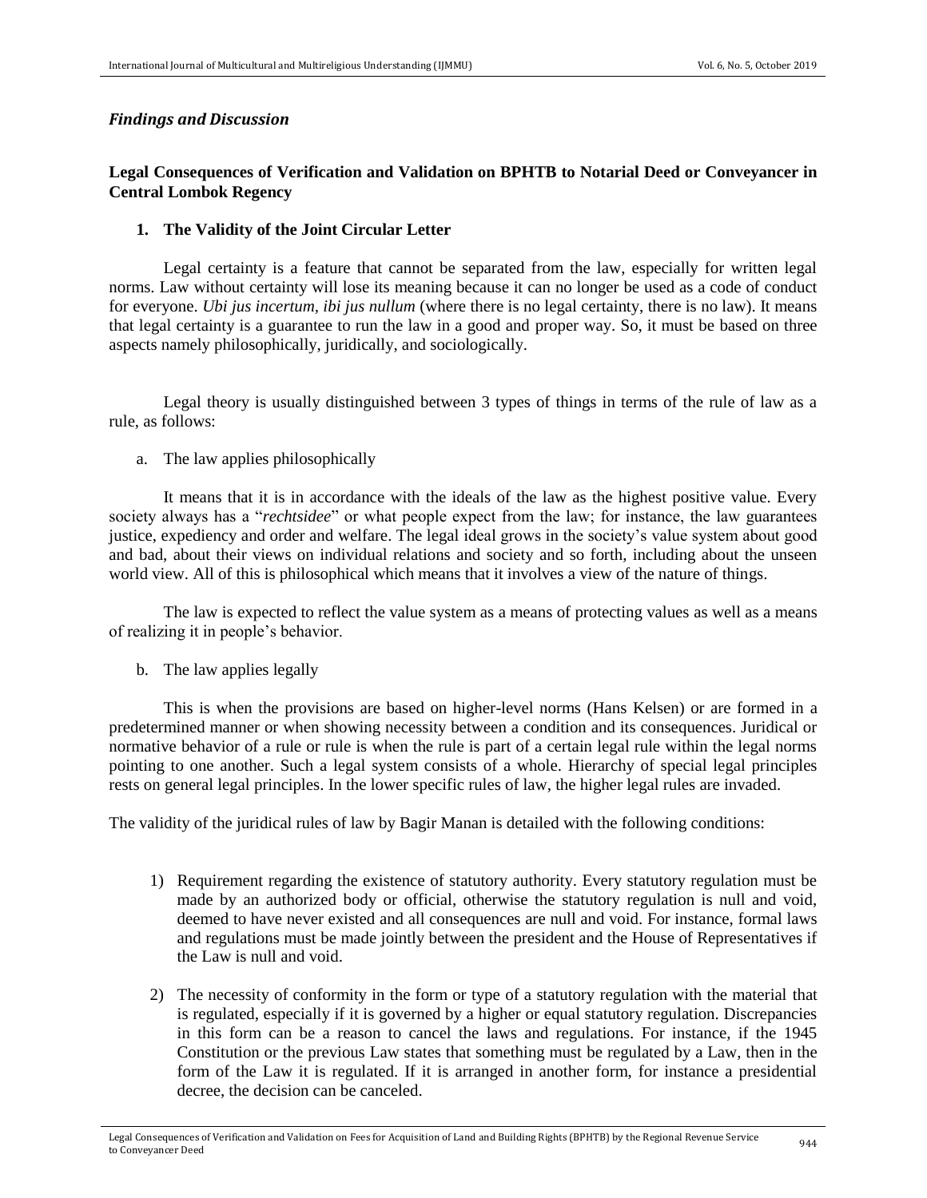## *Findings and Discussion*

### Legal Consequences of Verification and Validation on BPHTB to Notarial Deed or Conveyancer in Central Lombok Regency

#### 1. The Validity of the Joint Circular Letter

Legal certainty is a feature that cannot be separated from the law, especially for written legal norms. Law without certainty will lose its meaning because it can no longer be used as a code of conduct for everyone. *Ubi jus incertum, ibi jus nullum* (where there is no legal certainty, there is no law). It means that legal certainty is a guarantee to run the law in a good and proper way. So, it must be based on three aspects namely philosophically, juridically, and sociologically.

Legal theory is usually distinguished between 3 types of things in terms of the rule of law as a rule, as follows:

a. The law applies philosophically

It means that it is in accordance with the ideals of the law as the highest positive value. Every society always has a "*rechtsidee*" or what people expect from the law; for instance, the law guarantees justice, expediency and order and welfare. The legal ideal grows in the society's value system about good and bad, about their views on individual relations and society and so forth, including about the unseen world view. All of this is philosophical which means that it involves a view of the nature of things.

The law is expected to reflect the value system as a means of protecting values as well as a means of realizing it in people's behavior.

b. The law applies legally

This is when the provisions are based on higher-level norms (Hans Kelsen) or are formed in a predetermined manner or when showing necessity between a condition and its consequences. Juridical or normative behavior of a rule or rule is when the rule is part of a certain legal rule within the legal norms pointing to one another. Such a legal system consists of a whole. Hierarchy of special legal principles rests on general legal principles. In the lower specific rules of law, the higher legal rules are invaded.

The validity of the juridical rules of law by Bagir Manan is detailed with the following conditions:

1) Requirement regarding the existence of statutory authority. Every statutory regulation must be made by an authorized body or official, otherwise the statutory regulation is null and void, deemed to have never existed and all consequences are null and void. For instance, formal laws and regulations must be made jointly between the president and the House of Representatives if the Law is null and void.

2) The necessity of conformity in the form or type of a statutory regulation with the material that is regulated, especially if it is governed by a higher or equal statutory regulation. Discrepancies in this form can be a reason to cancel the laws and regulations. For instance, if the 1945 Constitution or the previous Law states that something must be regulated by a Law, then in the form of the Law it is regulated. If it is arranged in another form, for instance a presidential decree, the decision can be canceled.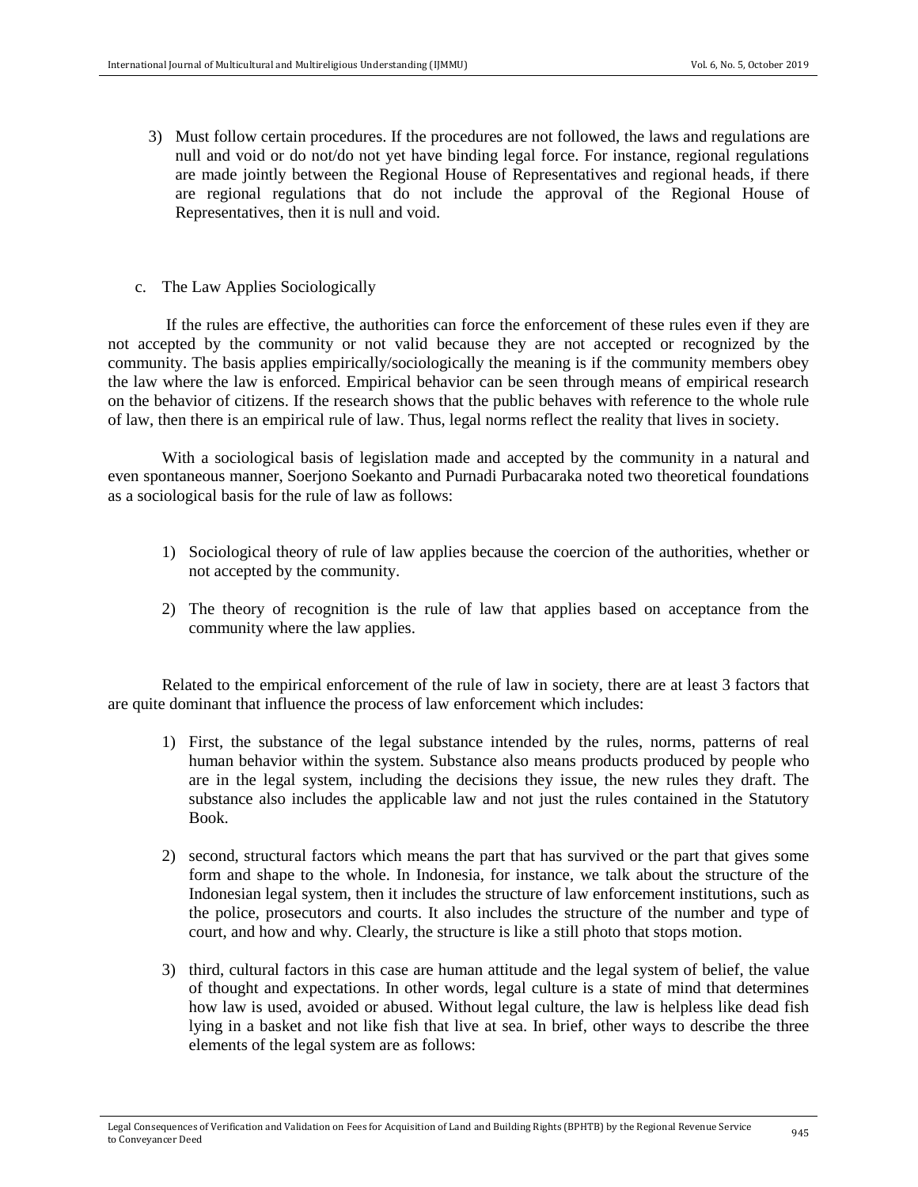3) Must follow certain procedures. If the procedures are not followed, the laws and regulations are null and void or do not/do not yet have binding legal force. For instance, regional regulations are made jointly between the Regional House of Representatives and regional heads, if there are regional regulations that do not include the approval of the Regional House of Representatives, then it is null and void.

c. The Law Applies Sociologically

If the rules are effective, the authorities can force the enforcement of these rules even if they are not accepted by the community or not valid because they are not accepted or recognized by the community. The basis applies empirically/sociologically the meaning is if the community members obey the law where the law is enforced. Empirical behavior can be seen through means of empirical research on the behavior of citizens. If the research shows that the public behaves with reference to the whole rule of law, then there is an empirical rule of law. Thus, legal norms reflect the reality that lives in society.

With a sociological basis of legislation made and accepted by the community in a natural and even spontaneous manner, Soerjono Soekanto and Purnadi Purbacaraka noted two theoretical foundations as a sociological basis for the rule of law as follows:

1) Sociological theory of rule of law applies because the coercion of the authorities, whether or not accepted by the community.

2) The theory of recognition is the rule of law that applies based on acceptance from the community where the law applies.

Related to the empirical enforcement of the rule of law in society, there are at least 3 factors that are quite dominant that influence the process of law enforcement which includes:

1) First, the substance of the legal substance intended by the rules, norms, patterns of real human behavior within the system. Substance also means products produced by people who are in the legal system, including the decisions they issue, the new rules they draft. The substance also includes the applicable law and not just the rules contained in the Statutory Book.

2) second, structural factors which means the part that has survived or the part that gives some form and shape to the whole. In Indonesia, for instance, we talk about the structure of the Indonesian legal system, then it includes the structure of law enforcement institutions, such as the police, prosecutors and courts. It also includes the structure of the number and type of court, and how and why. Clearly, the structure is like a still photo that stops motion.

3) third, cultural factors in this case are human attitude and the legal system of belief, the value of thought and expectations. In other words, legal culture is a state of mind that determines how law is used, avoided or abused. Without legal culture, the law is helpless like dead fish lying in a basket and not like fish that live at sea. In brief, other ways to describe the three elements of the legal system are as follows: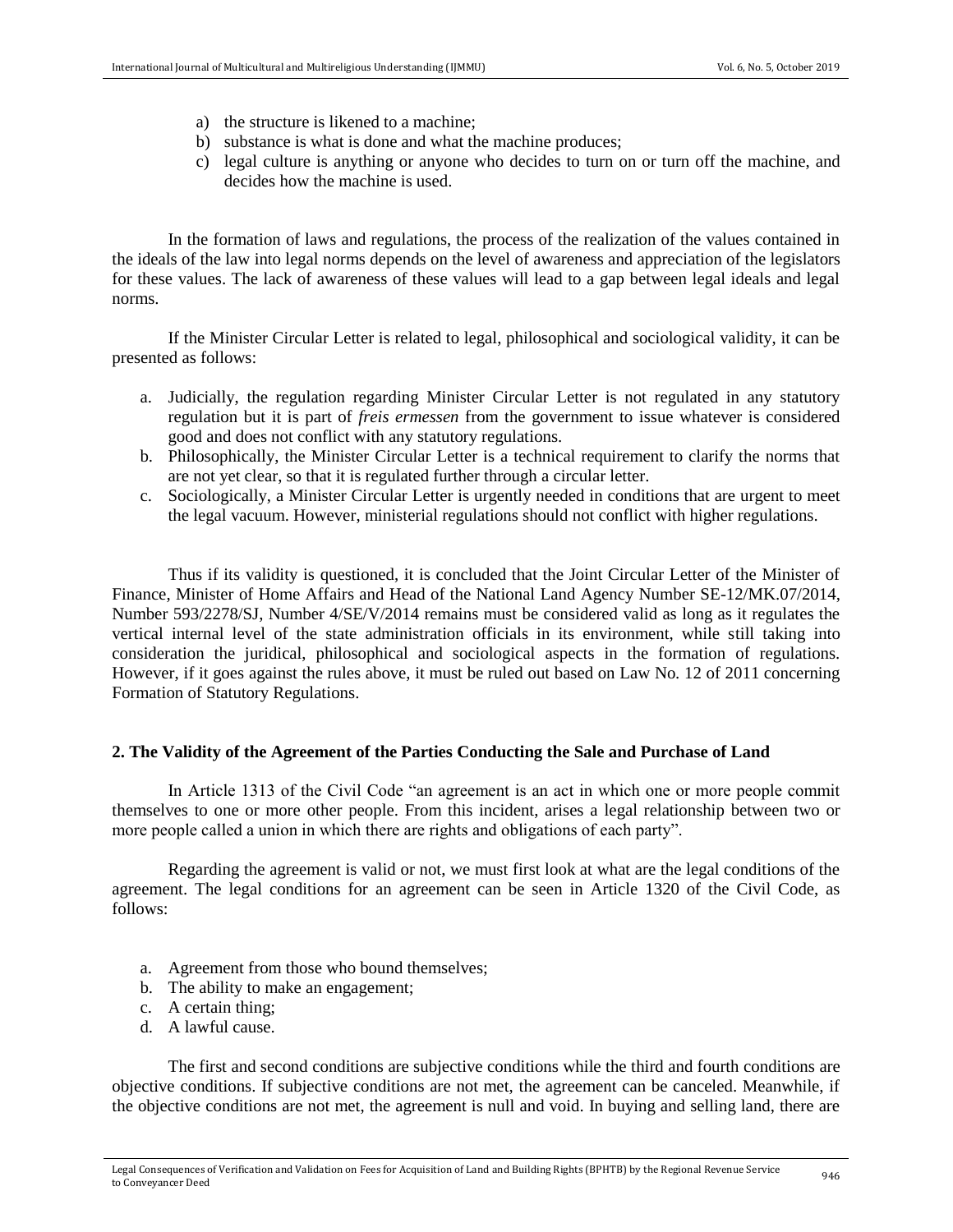a) the structure is likened to a machine;
b) substance is what is done and what the machine produces;
c) legal culture is anything or anyone who decides to turn on or turn off the machine, and decides how the machine is used.

In the formation of laws and regulations, the process of the realization of the values contained in the ideals of the law into legal norms depends on the level of awareness and appreciation of the legislators for these values. The lack of awareness of these values will lead to a gap between legal ideals and legal norms.

If the Minister Circular Letter is related to legal, philosophical and sociological validity, it can be presented as follows:

a. Judicially, the regulation regarding Minister Circular Letter is not regulated in any statutory regulation but it is part of *freis ermessen* from the government to issue whatever is considered good and does not conflict with any statutory regulations.
b. Philosophically, the Minister Circular Letter is a technical requirement to clarify the norms that are not yet clear, so that it is regulated further through a circular letter.
c. Sociologically, a Minister Circular Letter is urgently needed in conditions that are urgent to meet the legal vacuum. However, ministerial regulations should not conflict with higher regulations.

Thus if its validity is questioned, it is concluded that the Joint Circular Letter of the Minister of Finance, Minister of Home Affairs and Head of the National Land Agency Number SE-12/MK.07/2014, Number 593/2278/SJ, Number 4/SE/V/2014 remains must be considered valid as long as it regulates the vertical internal level of the state administration officials in its environment, while still taking into consideration the juridical, philosophical and sociological aspects in the formation of regulations. However, if it goes against the rules above, it must be ruled out based on Law No. 12 of 2011 concerning Formation of Statutory Regulations.

## 2. The Validity of the Agreement of the Parties Conducting the Sale and Purchase of Land

In Article 1313 of the Civil Code "an agreement is an act in which one or more people commit themselves to one or more other people. From this incident, arises a legal relationship between two or more people called a union in which there are rights and obligations of each party".

Regarding the agreement is valid or not, we must first look at what are the legal conditions of the agreement. The legal conditions for an agreement can be seen in Article 1320 of the Civil Code, as follows:

a. Agreement from those who bound themselves;
b. The ability to make an engagement;
c. A certain thing;
d. A lawful cause.

The first and second conditions are subjective conditions while the third and fourth conditions are objective conditions. If subjective conditions are not met, the agreement can be canceled. Meanwhile, if the objective conditions are not met, the agreement is null and void. In buying and selling land, there are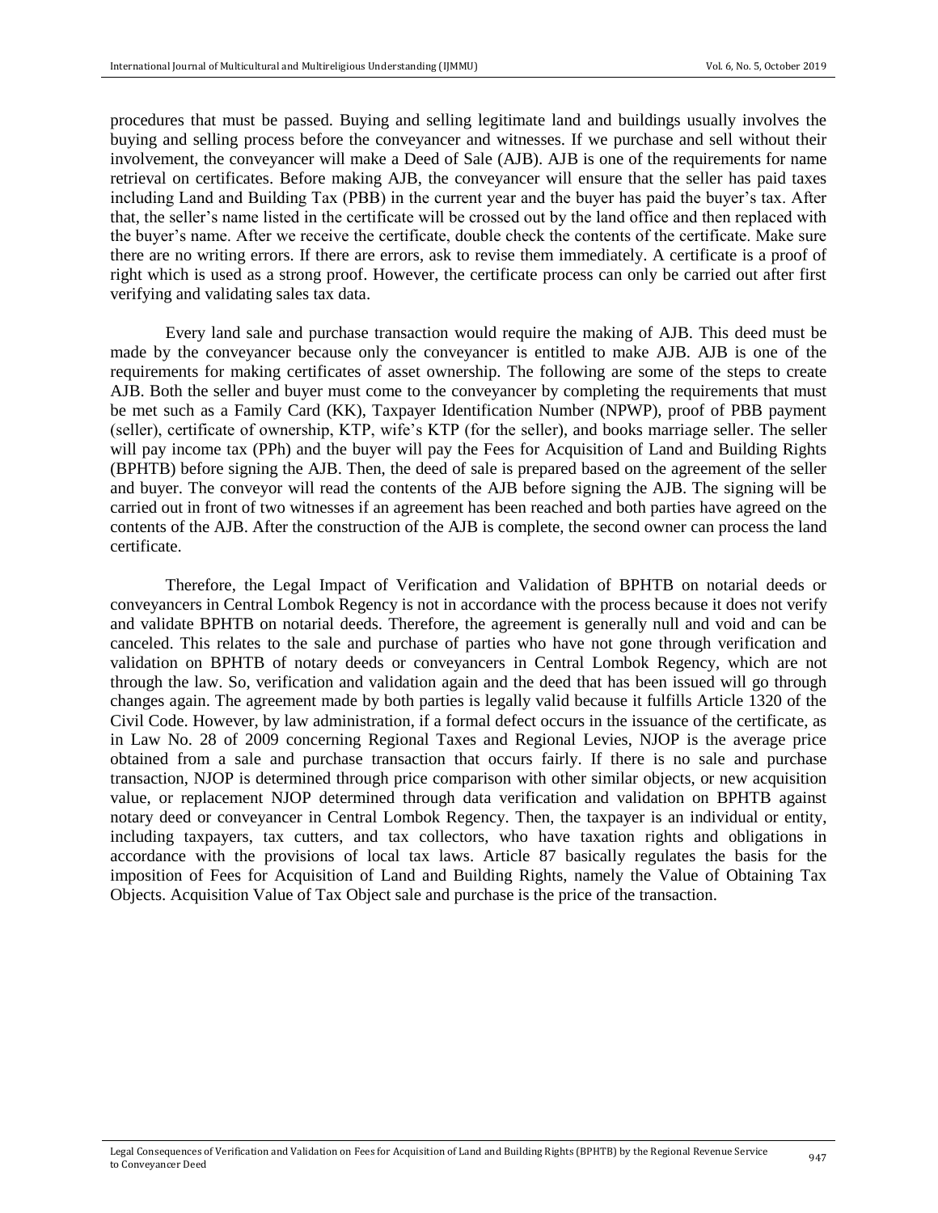procedures that must be passed. Buying and selling legitimate land and buildings usually involves the buying and selling process before the conveyancer and witnesses. If we purchase and sell without their involvement, the conveyancer will make a Deed of Sale (AJB). AJB is one of the requirements for name retrieval on certificates. Before making AJB, the conveyancer will ensure that the seller has paid taxes including Land and Building Tax (PBB) in the current year and the buyer has paid the buyer's tax. After that, the seller's name listed in the certificate will be crossed out by the land office and then replaced with the buyer's name. After we receive the certificate, double check the contents of the certificate. Make sure there are no writing errors. If there are errors, ask to revise them immediately. A certificate is a proof of right which is used as a strong proof. However, the certificate process can only be carried out after first verifying and validating sales tax data.

Every land sale and purchase transaction would require the making of AJB. This deed must be made by the conveyancer because only the conveyancer is entitled to make AJB. AJB is one of the requirements for making certificates of asset ownership. The following are some of the steps to create AJB. Both the seller and buyer must come to the conveyancer by completing the requirements that must be met such as a Family Card (KK), Taxpayer Identification Number (NPWP), proof of PBB payment (seller), certificate of ownership, KTP, wife's KTP (for the seller), and books marriage seller. The seller will pay income tax (PPh) and the buyer will pay the Fees for Acquisition of Land and Building Rights (BPHTB) before signing the AJB. Then, the deed of sale is prepared based on the agreement of the seller and buyer. The conveyor will read the contents of the AJB before signing the AJB. The signing will be carried out in front of two witnesses if an agreement has been reached and both parties have agreed on the contents of the AJB. After the construction of the AJB is complete, the second owner can process the land certificate.

Therefore, the Legal Impact of Verification and Validation of BPHTB on notarial deeds or conveyancers in Central Lombok Regency is not in accordance with the process because it does not verify and validate BPHTB on notarial deeds. Therefore, the agreement is generally null and void and can be canceled. This relates to the sale and purchase of parties who have not gone through verification and validation on BPHTB of notary deeds or conveyancers in Central Lombok Regency, which are not through the law. So, verification and validation again and the deed that has been issued will go through changes again. The agreement made by both parties is legally valid because it fulfills Article 1320 of the Civil Code. However, by law administration, if a formal defect occurs in the issuance of the certificate, as in Law No. 28 of 2009 concerning Regional Taxes and Regional Levies, NJOP is the average price obtained from a sale and purchase transaction that occurs fairly. If there is no sale and purchase transaction, NJOP is determined through price comparison with other similar objects, or new acquisition value, or replacement NJOP determined through data verification and validation on BPHTB against notary deed or conveyancer in Central Lombok Regency. Then, the taxpayer is an individual or entity, including taxpayers, tax cutters, and tax collectors, who have taxation rights and obligations in accordance with the provisions of local tax laws. Article 87 basically regulates the basis for the imposition of Fees for Acquisition of Land and Building Rights, namely the Value of Obtaining Tax Objects. Acquisition Value of Tax Object sale and purchase is the price of the transaction.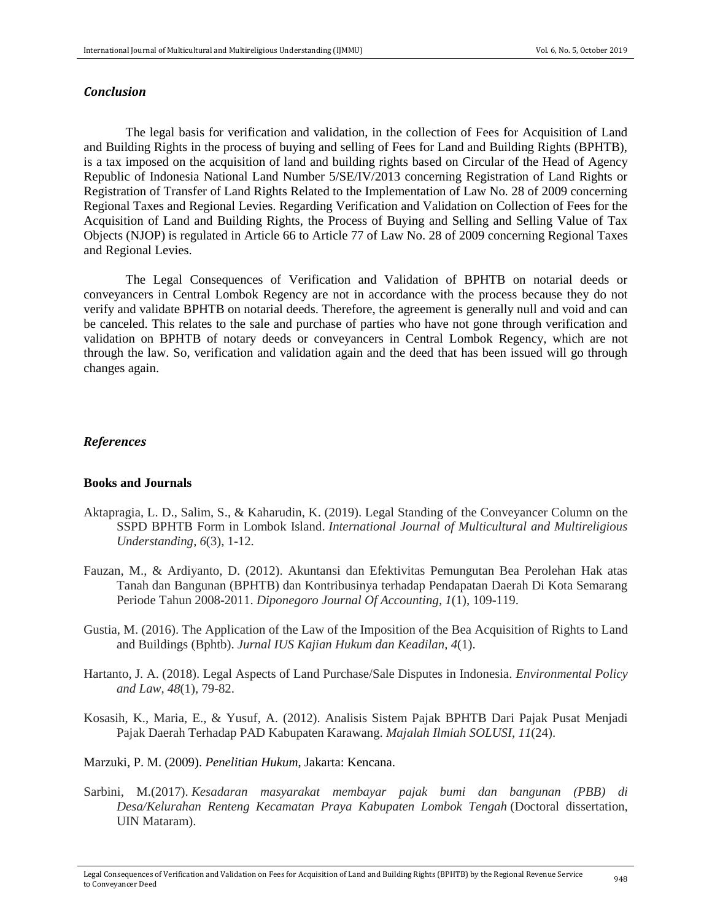### *Conclusion*

The legal basis for verification and validation, in the collection of Fees for Acquisition of Land and Building Rights in the process of buying and selling of Fees for Land and Building Rights (BPHTB), is a tax imposed on the acquisition of land and building rights based on Circular of the Head of Agency Republic of Indonesia National Land Number 5/SE/IV/2013 concerning Registration of Land Rights or Registration of Transfer of Land Rights Related to the Implementation of Law No. 28 of 2009 concerning Regional Taxes and Regional Levies. Regarding Verification and Validation on Collection of Fees for the Acquisition of Land and Building Rights, the Process of Buying and Selling and Selling Value of Tax Objects (NJOP) is regulated in Article 66 to Article 77 of Law No. 28 of 2009 concerning Regional Taxes and Regional Levies.

The Legal Consequences of Verification and Validation of BPHTB on notarial deeds or conveyancers in Central Lombok Regency are not in accordance with the process because they do not verify and validate BPHTB on notarial deeds. Therefore, the agreement is generally null and void and can be canceled. This relates to the sale and purchase of parties who have not gone through verification and validation on BPHTB of notary deeds or conveyancers in Central Lombok Regency, which are not through the law. So, verification and validation again and the deed that has been issued will go through changes again.

### *References*

**Books and Journals**

Aktapragia, L. D., Salim, S., & Kaharudin, K. (2019). Legal Standing of the Conveyancer Column on the SSPD BPHTB Form in Lombok Island. *International Journal of Multicultural and Multireligious Understanding*, *6*(3), 1-12.

Fauzan, M., & Ardiyanto, D. (2012). Akuntansi dan Efektivitas Pemungutan Bea Perolehan Hak atas Tanah dan Bangunan (BPHTB) dan Kontribusinya terhadap Pendapatan Daerah Di Kota Semarang Periode Tahun 2008-2011. *Diponegoro Journal Of Accounting*, *1*(1), 109-119.

Gustia, M. (2016). The Application of the Law of the Imposition of the Bea Acquisition of Rights to Land and Buildings (Bphtb). *Jurnal IUS Kajian Hukum dan Keadilan*, *4*(1).

Hartanto, J. A. (2018). Legal Aspects of Land Purchase/Sale Disputes in Indonesia. *Environmental Policy and Law*, *48*(1), 79-82.

Kosasih, K., Maria, E., & Yusuf, A. (2012). Analisis Sistem Pajak BPHTB Dari Pajak Pusat Menjadi Pajak Daerah Terhadap PAD Kabupaten Karawang. *Majalah Ilmiah SOLUSI*, *11*(24).

Marzuki, P. M. (2009). *Penelitian Hukum*, Jakarta: Kencana.

Sarbini, M.(2017). *Kesadaran masyarakat membayar pajak bumi dan bangunan (PBB) di Desa/Kelurahan Renteng Kecamatan Praya Kabupaten Lombok Tengah* (Doctoral dissertation, UIN Mataram).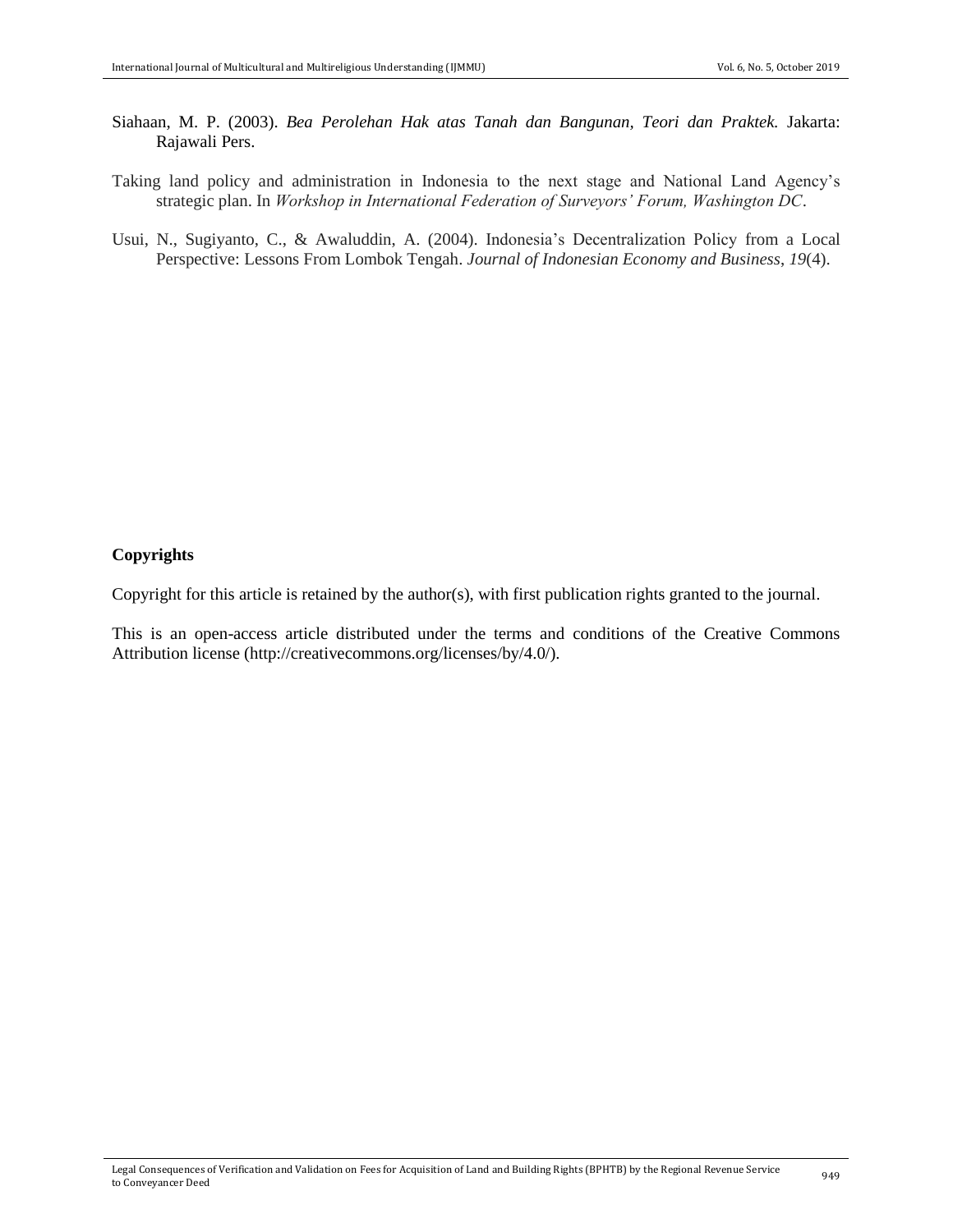Siahaan, M. P. (2003). *Bea Perolehan Hak atas Tanah dan Bangunan, Teori dan Praktek.* Jakarta: Rajawali Pers.

Taking land policy and administration in Indonesia to the next stage and National Land Agency's strategic plan. In *Workshop in International Federation of Surveyors' Forum, Washington DC*.

Usui, N., Sugiyanto, C., & Awaluddin, A. (2004). Indonesia's Decentralization Policy from a Local Perspective: Lessons From Lombok Tengah. *Journal of Indonesian Economy and Business*, *19*(4).

**Copyrights**

Copyright for this article is retained by the author(s), with first publication rights granted to the journal.

This is an open-access article distributed under the terms and conditions of the Creative Commons Attribution license (http://creativecommons.org/licenses/by/4.0/).